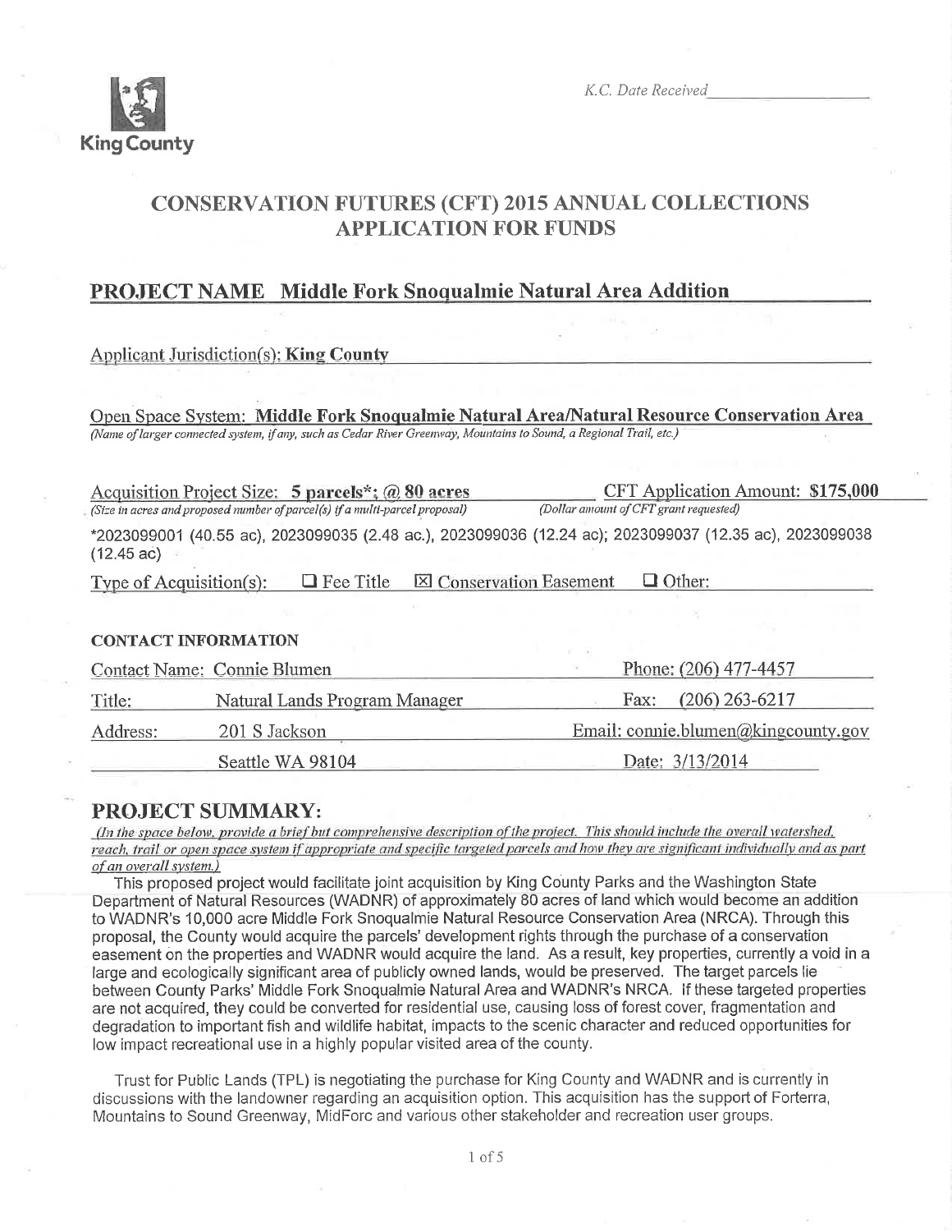King County

*K.C. Date Received* ____________

# CONSERVATION FUTURES (CFT) 2015 ANNUAL COLLECTIONS APPLICATION FOR FUNDS

## PROJECT NAME Middle Fork Snoqualmie Natural Area Addition

Applicant Jurisdiction(s): **King County**

Open Space System: **Middle Fork Snoqualmie Natural Area/Natural Resource Conservation Area**
*(Name of larger connected system, if any, such as Cedar River Greenway, Mountains to Sound, a Regional Trail, etc.)*

Acquisition Project Size: **5 parcels*; @ 80 acres**
*(Size in acres and proposed number of parcel(s) if a multi-parcel proposal)*

CFT Application Amount: **$175,000**
*(Dollar amount of CFT grant requested)*

*2023099001 (40.55 ac), 2023099035 (2.48 ac.), 2023099036 (12.24 ac); 2023099037 (12.35 ac), 2023099038 (12.45 ac)

Type of Acquisition(s): ☐ Fee Title ☒ Conservation Easement ☐ Other:

### CONTACT INFORMATION

| | | |
|---|---|---|
| Contact Name: | Connie Blumen | Phone: (206) 477-4457 |
| Title: | Natural Lands Program Manager | Fax: (206) 263-6217 |
| Address: | 201 S Jackson | Email: connie.blumen@kingcounty.gov |
| | Seattle WA 98104 | Date: 3/13/2014 |

## PROJECT SUMMARY:

*(In the space below, provide a brief but comprehensive description of the project. This should include the overall watershed, reach, trail or open space system if appropriate and specific targeted parcels and how they are significant individually and as part of an overall system.)*

This proposed project would facilitate joint acquisition by King County Parks and the Washington State Department of Natural Resources (WADNR) of approximately 80 acres of land which would become an addition to WADNR's 10,000 acre Middle Fork Snoqualmie Natural Resource Conservation Area (NRCA). Through this proposal, the County would acquire the parcels' development rights through the purchase of a conservation easement on the properties and WADNR would acquire the land. As a result, key properties, currently a void in a large and ecologically significant area of publicly owned lands, would be preserved. The target parcels lie between County Parks' Middle Fork Snoqualmie Natural Area and WADNR's NRCA. If these targeted properties are not acquired, they could be converted for residential use, causing loss of forest cover, fragmentation and degradation to important fish and wildlife habitat, impacts to the scenic character and reduced opportunities for low impact recreational use in a highly popular visited area of the county.

Trust for Public Lands (TPL) is negotiating the purchase for King County and WADNR and is currently in discussions with the landowner regarding an acquisition option. This acquisition has the support of Forterra, Mountains to Sound Greenway, MidForc and various other stakeholder and recreation user groups.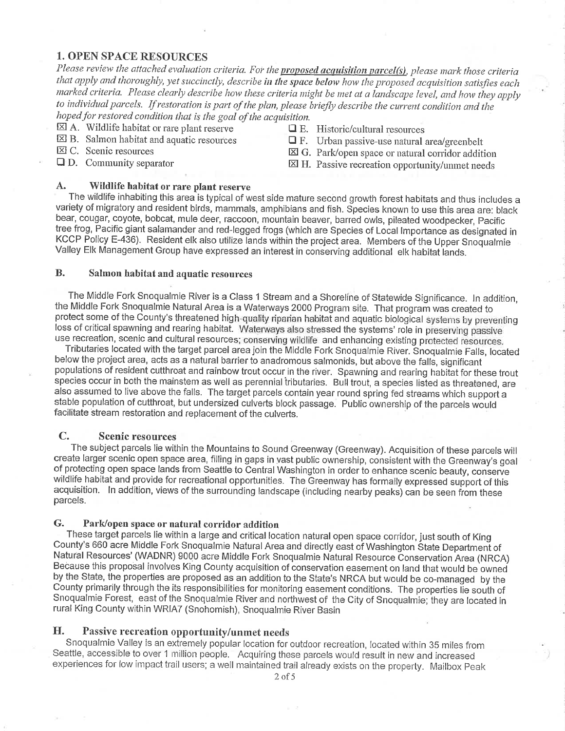## 1. OPEN SPACE RESOURCES

*Please review the attached evaluation criteria. For the **proposed acquisition parcel(s)**, please mark those criteria that apply and thoroughly, yet succinctly, describe **in the space below** how the proposed acquisition satisfies each marked criteria. Please clearly describe how these criteria might be met at a landscape level, and how they apply to individual parcels. If restoration is part of the plan, please briefly describe the current condition and the hoped for restored condition that is the goal of the acquisition.*

- ☒ A. Wildlife habitat or rare plant reserve
- ☒ B. Salmon habitat and aquatic resources
- ☒ C. Scenic resources
- ☐ D. Community separator
- ☐ E. Historic/cultural resources
- ☐ F. Urban passive-use natural area/greenbelt
- ☒ G. Park/open space or natural corridor addition
- ☒ H. Passive recreation opportunity/unmet needs

### A. Wildlife habitat or rare plant reserve

The wildlife inhabiting this area is typical of west side mature second growth forest habitats and thus includes a variety of migratory and resident birds, mammals, amphibians and fish. Species known to use this area are: black bear, cougar, coyote, bobcat, mule deer, raccoon, mountain beaver, barred owls, pileated woodpecker, Pacific tree frog, Pacific giant salamander and red-legged frogs (which are Species of Local Importance as designated in KCCP Policy E-436). Resident elk also utilize lands within the project area. Members of the Upper Snoqualmie Valley Elk Management Group have expressed an interest in conserving additional elk habitat lands.

### B. Salmon habitat and aquatic resources

The Middle Fork Snoqualmie River is a Class 1 Stream and a Shoreline of Statewide Significance. In addition, the Middle Fork Snoqualmie Natural Area is a Waterways 2000 Program site. That program was created to protect some of the County's threatened high-quality riparian habitat and aquatic biological systems by preventing loss of critical spawning and rearing habitat. Waterways also stressed the systems' role in preserving passive use recreation, scenic and cultural resources; conserving wildlife and enhancing existing protected resources.

Tributaries located with the target parcel area join the Middle Fork Snoqualmie River. Snoqualmie Falls, located below the project area, acts as a natural barrier to anadromous salmonids, but above the falls, significant populations of resident cutthroat and rainbow trout occur in the river. Spawning and rearing habitat for these trout species occur in both the mainstem as well as perennial tributaries. Bull trout, a species listed as threatened, are also assumed to live above the falls. The target parcels contain year round spring fed streams which support a stable population of cutthroat, but undersized culverts block passage. Public ownership of the parcels would facilitate stream restoration and replacement of the culverts.

### C. Scenic resources

The subject parcels lie within the Mountains to Sound Greenway (Greenway). Acquisition of these parcels will create larger scenic open space area, filling in gaps in vast public ownership, consistent with the Greenway's goal of protecting open space lands from Seattle to Central Washington in order to enhance scenic beauty, conserve wildlife habitat and provide for recreational opportunities. The Greenway has formally expressed support of this acquisition. In addition, views of the surrounding landscape (including nearby peaks) can be seen from these parcels.

### G. Park/open space or natural corridor addition

These target parcels lie within a large and critical location natural open space corridor, just south of King County's 660 acre Middle Fork Snoqualmie Natural Area and directly east of Washington State Department of Natural Resources' (WADNR) 9000 acre Middle Fork Snoqualmie Natural Resource Conservation Area (NRCA) Because this proposal involves King County acquisition of conservation easement on land that would be owned by the State, the properties are proposed as an addition to the State's NRCA but would be co-managed by the County primarily through the its responsibilities for monitoring easement conditions. The properties lie south of Snoqualmie Forest, east of the Snoqualmie River and northwest of the City of Snoqualmie; they are located in rural King County within WRIA7 (Snohomish), Snoqualmie River Basin

### H. Passive recreation opportunity/unmet needs

Snoqualmie Valley is an extremely popular location for outdoor recreation, located within 35 miles from Seattle, accessible to over 1 million people. Acquiring these parcels would result in new and increased experiences for low impact trail users; a well maintained trail already exists on the property. Mailbox Peak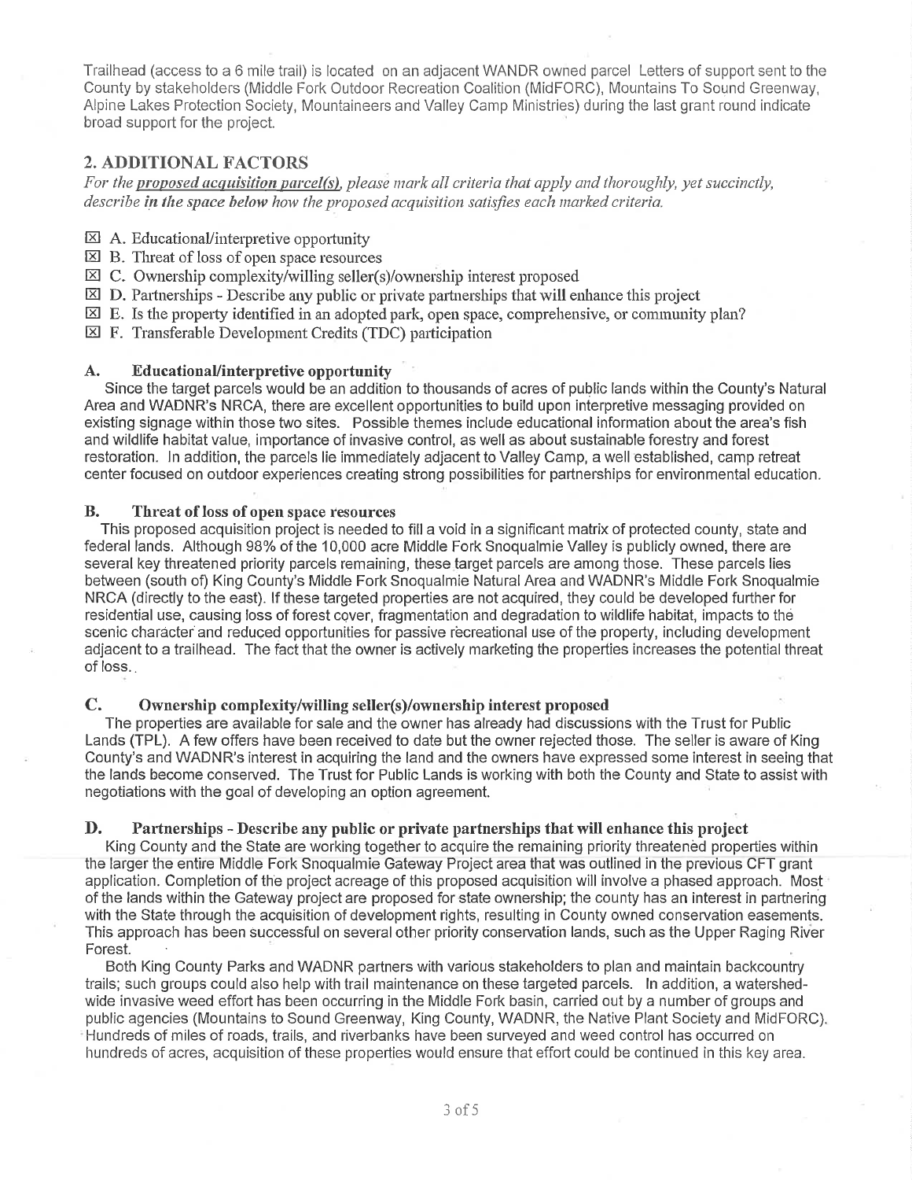Trailhead (access to a 6 mile trail) is located on an adjacent WANDR owned parcel Letters of support sent to the County by stakeholders (Middle Fork Outdoor Recreation Coalition (MidFORC), Mountains To Sound Greenway, Alpine Lakes Protection Society, Mountaineers and Valley Camp Ministries) during the last grant round indicate broad support for the project.

## 2. ADDITIONAL FACTORS

*For the **proposed acquisition parcel(s)**, please mark all criteria that apply and thoroughly, yet succinctly, describe **in the space below** how the proposed acquisition satisfies each marked criteria.*

- ☒ A. Educational/interpretive opportunity
- ☒ B. Threat of loss of open space resources
- ☒ C. Ownership complexity/willing seller(s)/ownership interest proposed
- ☒ D. Partnerships - Describe any public or private partnerships that will enhance this project
- ☒ E. Is the property identified in an adopted park, open space, comprehensive, or community plan?
- ☒ F. Transferable Development Credits (TDC) participation

### A. Educational/interpretive opportunity

Since the target parcels would be an addition to thousands of acres of public lands within the County's Natural Area and WADNR's NRCA, there are excellent opportunities to build upon interpretive messaging provided on existing signage within those two sites. Possible themes include educational information about the area's fish and wildlife habitat value, importance of invasive control, as well as about sustainable forestry and forest restoration. In addition, the parcels lie immediately adjacent to Valley Camp, a well established, camp retreat center focused on outdoor experiences creating strong possibilities for partnerships for environmental education.

### B. Threat of loss of open space resources

This proposed acquisition project is needed to fill a void in a significant matrix of protected county, state and federal lands. Although 98% of the 10,000 acre Middle Fork Snoqualmie Valley is publicly owned, there are several key threatened priority parcels remaining, these target parcels are among those. These parcels lies between (south of) King County's Middle Fork Snoqualmie Natural Area and WADNR's Middle Fork Snoqualmie NRCA (directly to the east). If these targeted properties are not acquired, they could be developed further for residential use, causing loss of forest cover, fragmentation and degradation to wildlife habitat, impacts to the scenic character and reduced opportunities for passive recreational use of the property, including development adjacent to a trailhead. The fact that the owner is actively marketing the properties increases the potential threat of loss.

### C. Ownership complexity/willing seller(s)/ownership interest proposed

The properties are available for sale and the owner has already had discussions with the Trust for Public Lands (TPL). A few offers have been received to date but the owner rejected those. The seller is aware of King County's and WADNR's interest in acquiring the land and the owners have expressed some interest in seeing that the lands become conserved. The Trust for Public Lands is working with both the County and State to assist with negotiations with the goal of developing an option agreement.

### D. Partnerships - Describe any public or private partnerships that will enhance this project

King County and the State are working together to acquire the remaining priority threatened properties within the larger the entire Middle Fork Snoqualmie Gateway Project area that was outlined in the previous CFT grant application. Completion of the project acreage of this proposed acquisition will involve a phased approach. Most of the lands within the Gateway project are proposed for state ownership; the county has an interest in partnering with the State through the acquisition of development rights, resulting in County owned conservation easements. This approach has been successful on several other priority conservation lands, such as the Upper Raging River Forest.

Both King County Parks and WADNR partners with various stakeholders to plan and maintain backcountry trails; such groups could also help with trail maintenance on these targeted parcels. In addition, a watershed-wide invasive weed effort has been occurring in the Middle Fork basin, carried out by a number of groups and public agencies (Mountains to Sound Greenway, King County, WADNR, the Native Plant Society and MidFORC). Hundreds of miles of roads, trails, and riverbanks have been surveyed and weed control has occurred on hundreds of acres, acquisition of these properties would ensure that effort could be continued in this key area.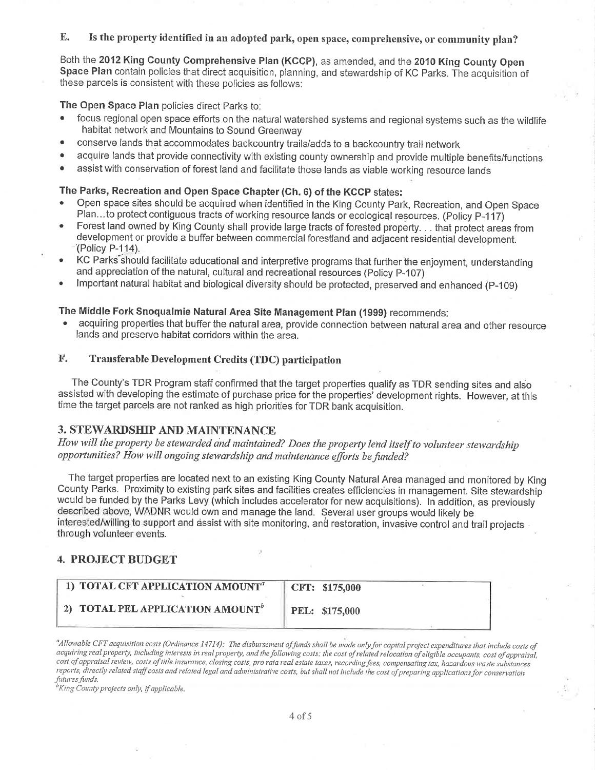### E. Is the property identified in an adopted park, open space, comprehensive, or community plan?

Both the **2012 King County Comprehensive Plan (KCCP)**, as amended, and the **2010 King County Open Space Plan** contain policies that direct acquisition, planning, and stewardship of KC Parks. The acquisition of these parcels is consistent with these policies as follows:

**The Open Space Plan** policies direct Parks to:

- focus regional open space efforts on the natural watershed systems and regional systems such as the wildlife habitat network and Mountains to Sound Greenway
- conserve lands that accommodates backcountry trails/adds to a backcountry trail network
- acquire lands that provide connectivity with existing county ownership and provide multiple benefits/functions
- assist with conservation of forest land and facilitate those lands as viable working resource lands

**The Parks, Recreation and Open Space Chapter (Ch. 6) of the KCCP states:**

- Open space sites should be acquired when identified in the King County Park, Recreation, and Open Space Plan…to protect contiguous tracts of working resource lands or ecological resources. (Policy P-117)
- Forest land owned by King County shall provide large tracts of forested property. . . that protect areas from development or provide a buffer between commercial forestland and adjacent residential development. (Policy P-114).
- KC Parks should facilitate educational and interpretive programs that further the enjoyment, understanding and appreciation of the natural, cultural and recreational resources (Policy P-107)
- Important natural habitat and biological diversity should be protected, preserved and enhanced (P-109)

**The Middle Fork Snoqualmie Natural Area Site Management Plan (1999)** recommends:

- acquiring properties that buffer the natural area, provide connection between natural area and other resource lands and preserve habitat corridors within the area.

### F. Transferable Development Credits (TDC) participation

The County's TDR Program staff confirmed that the target properties qualify as TDR sending sites and also assisted with developing the estimate of purchase price for the properties' development rights. However, at this time the target parcels are not ranked as high priorities for TDR bank acquisition.

## 3. STEWARDSHIP AND MAINTENANCE

*How will the property be stewarded and maintained? Does the property lend itself to volunteer stewardship opportunities? How will ongoing stewardship and maintenance efforts be funded?*

The target properties are located next to an existing King County Natural Area managed and monitored by King County Parks. Proximity to existing park sites and facilities creates efficiencies in management. Site stewardship would be funded by the Parks Levy (which includes accelerator for new acquisitions). In addition, as previously described above, WADNR would own and manage the land. Several user groups would likely be interested/willing to support and assist with site monitoring, and restoration, invasive control and trail projects through volunteer events.

## 4. PROJECT BUDGET

| | |
|---|---|
| **1) TOTAL CFT APPLICATION AMOUNT**[a] | **CFT: $175,000** |
| **2) TOTAL PEL APPLICATION AMOUNT**[b] | **PEL: $175,000** |

[a]*Allowable CFT acquisition costs (Ordinance 14714): The disbursement of funds shall be made only for capital project expenditures that include costs of acquiring real property, including interests in real property, and the following costs: the cost of related relocation of eligible occupants, cost of appraisal, cost of appraisal review, costs of title insurance, closing costs, pro rata real estate taxes, recording fees, compensating tax, hazardous waste substances reports, directly related staff costs and related legal and administrative costs, but shall not include the cost of preparing applications for conservation futures funds.*

[b]*King County projects only, if applicable.*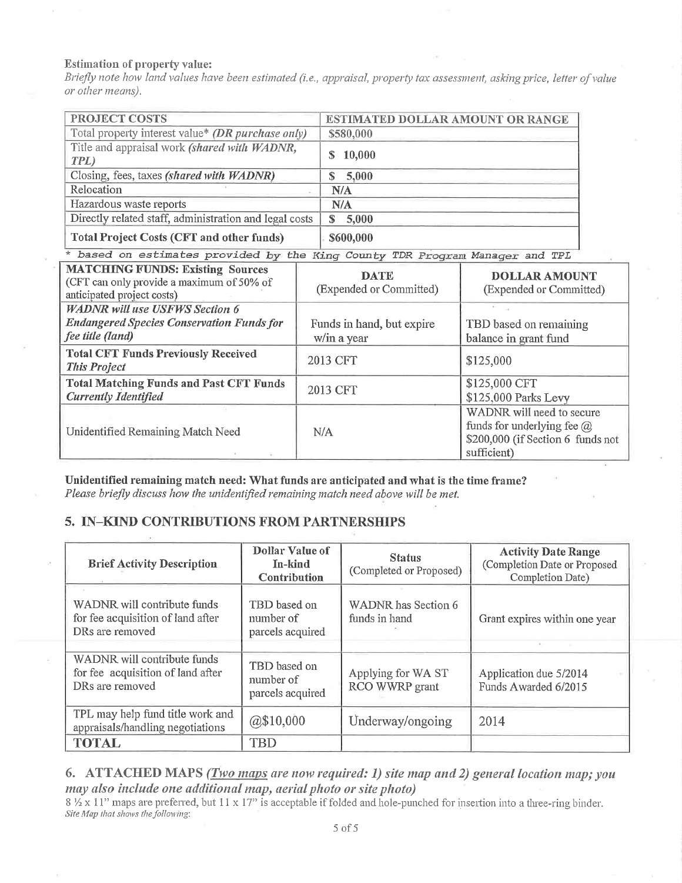**Estimation of property value:**

*Briefly note how land values have been estimated (i.e., appraisal, property tax assessment, asking price, letter of value or other means).*

| PROJECT COSTS | ESTIMATED DOLLAR AMOUNT OR RANGE |
|---|---|
| Total property interest value* *(DR purchase only)* | $580,000 |
| Title and appraisal work *(shared with WADNR, TPL)* | $ 10,000 |
| Closing, fees, taxes *(shared with WADNR)* | $ 5,000 |
| Relocation | N/A |
| Hazardous waste reports | N/A |
| Directly related staff, administration and legal costs | $ 5,000 |
| **Total Project Costs (CFT and other funds)** | $600,000 |

\* based on estimates provided by the King County TDR Program Manager and TPL

| MATCHING FUNDS: Existing Sources (CFT can only provide a maximum of 50% of anticipated project costs) | DATE (Expended or Committed) | DOLLAR AMOUNT (Expended or Committed) |
|---|---|---|
| ***WADNR will use USFWS Section 6 Endangered Species Conservation Funds for fee title (land)*** | Funds in hand, but expire w/in a year | TBD based on remaining balance in grant fund |
| **Total CFT Funds Previously Received *This Project*** | 2013 CFT | $125,000 |
| **Total Matching Funds and Past CFT Funds *Currently Identified*** | 2013 CFT | $125,000 CFT<br>$125,000 Parks Levy |
| Unidentified Remaining Match Need | N/A | WADNR will need to secure funds for underlying fee @ $200,000 (if Section 6 funds not sufficient) |

**Unidentified remaining match need: What funds are anticipated and what is the time frame?**

*Please briefly discuss how the unidentified remaining match need above will be met.*

## 5. IN-KIND CONTRIBUTIONS FROM PARTNERSHIPS

| Brief Activity Description | Dollar Value of In-kind Contribution | Status (Completed or Proposed) | Activity Date Range (Completion Date or Proposed Completion Date) |
|---|---|---|---|
| WADNR will contribute funds for fee acquisition of land after DRs are removed | TBD based on number of parcels acquired | WADNR has Section 6 funds in hand | Grant expires within one year |
| WADNR will contribute funds for fee acquisition of land after DRs are removed | TBD based on number of parcels acquired | Applying for WA ST RCO WWRP grant | Application due 5/2014<br>Funds Awarded 6/2015 |
| TPL may help fund title work and appraisals/handling negotiations | @$10,000 | Underway/ongoing | 2014 |
| **TOTAL** | TBD | | |

## 6. ATTACHED MAPS *(Two maps are now required: 1) site map and 2) general location map; you may also include one additional map, aerial photo or site photo)*

8 ½ x 11" maps are preferred, but 11 x 17" is acceptable if folded and hole-punched for insertion into a three-ring binder.

*Site Map that shows the following:*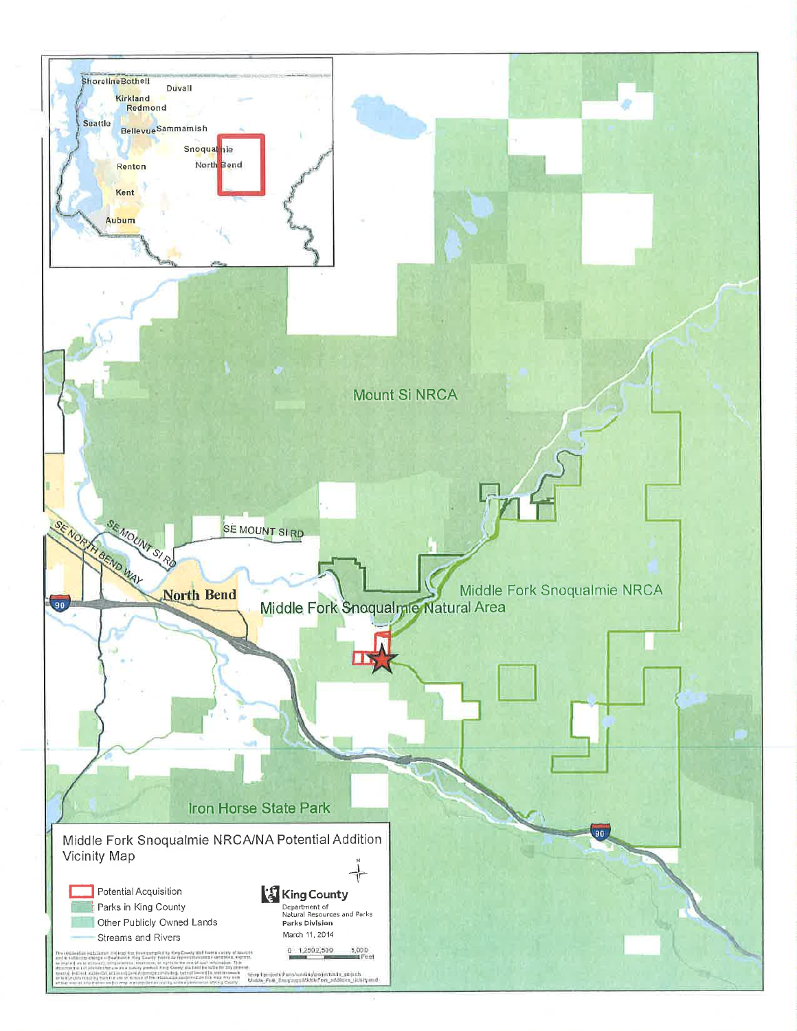## Middle Fork Snoqualmie NRCA/NA Potential Addition Vicinity Map

**Legend**

- Potential Acquisition
- Parks in King County
- Other Publicly Owned Lands
- Streams and Rivers

**King County**
Department of Natural Resources and Parks
**Parks Division**
March 11, 2014

0 1,250 2,500 5,000 Feet

Shoreline Bothell, Duvall, Kirkland, Redmond, Seattle, Bellevue, Sammamish, Snoqualmie, North Bend, Renton, Kent, Auburn

Mount Si NRCA

SE MOUNT SI RD

SE NORTH BEND WAY

North Bend

Middle Fork Snoqualmie NRCA

Middle Fork Snoqualmie Natural Area

Iron Horse State Park

90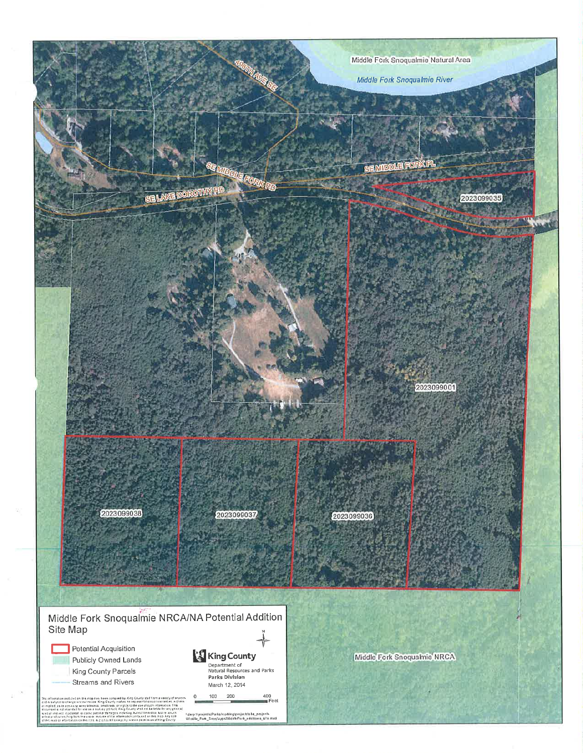Middle Fork Snoqualmie Natural Area

Middle Fork Snoqualmie River

496TH AVE SE

SE MIDDLE FORK RD

SE MIDDLE FORK PL

SE LAKE DOROTHY RD

2023099035

2023099001

2023099038

2023099037

2023099036

Middle Fork Snoqualmie NRCA

## Middle Fork Snoqualmie NRCA/NA Potential Addition Site Map

- Potential Acquisition
- Publicly Owned Lands
- King County Parcels
- Streams and Rivers

King County
Department of Natural Resources and Parks
Parks Division
March 12, 2014

0 100 200 400 Feet

The information included on this map has been compiled by King County staff from a variety of sources and is subject to change without notice. King County makes no representations or warranties, express or implied, as to accuracy, completeness, timeliness, or rights to the use of such information. This document is not intended for use as a survey product. King County shall not be liable for any general, special, indirect, incidental, or consequential damages including, but not limited to, lost revenues or lost profits resulting from the use or misuse of the information contained on this map. Any sale of this map or information on this map is prohibited except by written permission of King County.

\dnrp1\projects\Parks\working\projects\site_projects\Middle_Fork_Snoq\apps\MiddleFork_additions_site.mxd